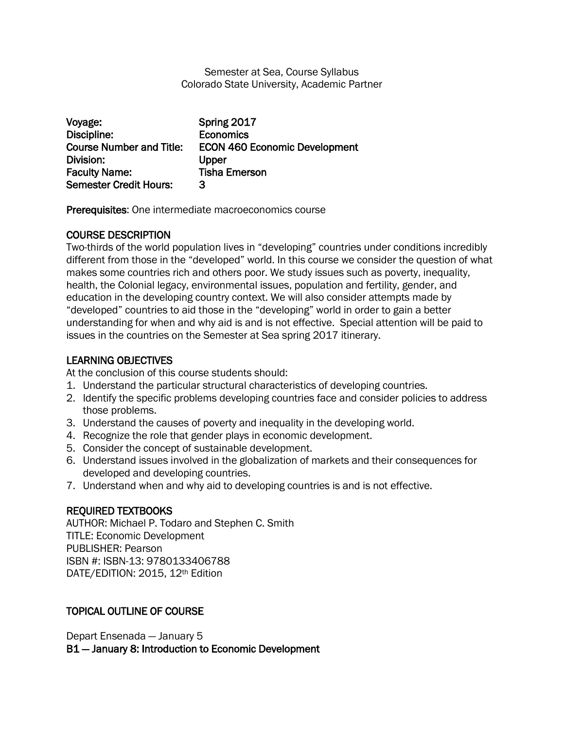Semester at Sea, Course Syllabus
Colorado State University, Academic Partner

**Voyage:** Spring 2017
**Discipline:** Economics
**Course Number and Title:** ECON 460 Economic Development
**Division:** Upper
**Faculty Name:** Tisha Emerson
**Semester Credit Hours:** 3

**Prerequisites**: One intermediate macroeconomics course

## COURSE DESCRIPTION

Two-thirds of the world population lives in “developing” countries under conditions incredibly different from those in the “developed” world. In this course we consider the question of what makes some countries rich and others poor. We study issues such as poverty, inequality, health, the Colonial legacy, environmental issues, population and fertility, gender, and education in the developing country context. We will also consider attempts made by “developed” countries to aid those in the “developing” world in order to gain a better understanding for when and why aid is and is not effective. Special attention will be paid to issues in the countries on the Semester at Sea spring 2017 itinerary.

## LEARNING OBJECTIVES

At the conclusion of this course students should:

1. Understand the particular structural characteristics of developing countries.
2. Identify the specific problems developing countries face and consider policies to address those problems.
3. Understand the causes of poverty and inequality in the developing world.
4. Recognize the role that gender plays in economic development.
5. Consider the concept of sustainable development.
6. Understand issues involved in the globalization of markets and their consequences for developed and developing countries.
7. Understand when and why aid to developing countries is and is not effective.

## REQUIRED TEXTBOOKS

AUTHOR: Michael P. Todaro and Stephen C. Smith
TITLE: Economic Development
PUBLISHER: Pearson
ISBN #: ISBN-13: 9780133406788
DATE/EDITION: 2015, 12th Edition

## TOPICAL OUTLINE OF COURSE

Depart Ensenada — January 5

**B1 — January 8: Introduction to Economic Development**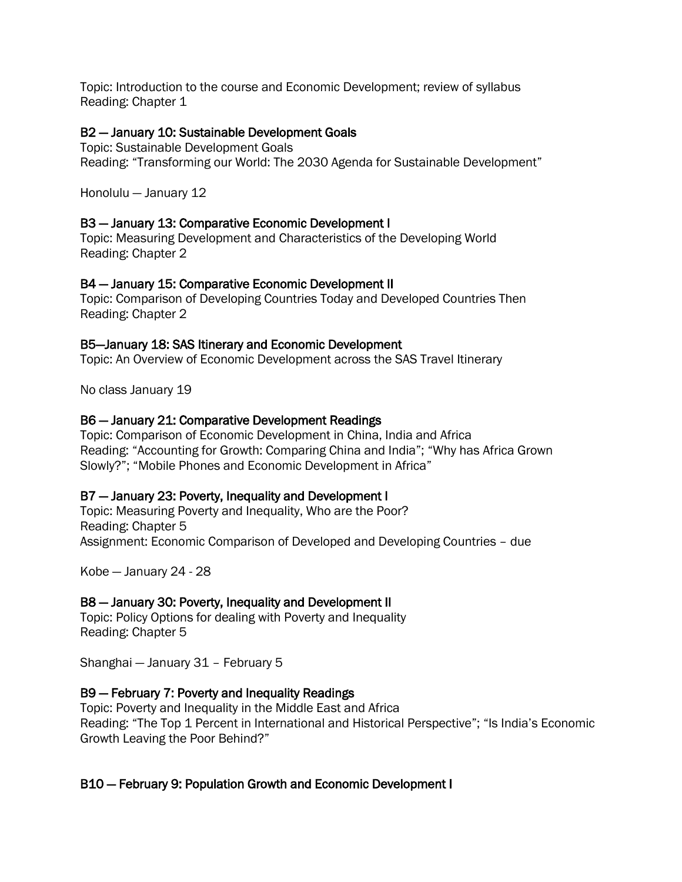Topic: Introduction to the course and Economic Development; review of syllabus
Reading: Chapter 1

### B2 — January 10: Sustainable Development Goals

Topic: Sustainable Development Goals
Reading: “Transforming our World: The 2030 Agenda for Sustainable Development”

Honolulu — January 12

### B3 — January 13: Comparative Economic Development I

Topic: Measuring Development and Characteristics of the Developing World
Reading: Chapter 2

### B4 — January 15: Comparative Economic Development II

Topic: Comparison of Developing Countries Today and Developed Countries Then
Reading: Chapter 2

### B5—January 18: SAS Itinerary and Economic Development

Topic: An Overview of Economic Development across the SAS Travel Itinerary

No class January 19

### B6 — January 21: Comparative Development Readings

Topic: Comparison of Economic Development in China, India and Africa
Reading: “Accounting for Growth: Comparing China and India”; “Why has Africa Grown Slowly?”; “Mobile Phones and Economic Development in Africa”

### B7 — January 23: Poverty, Inequality and Development I

Topic: Measuring Poverty and Inequality, Who are the Poor?
Reading: Chapter 5
Assignment: Economic Comparison of Developed and Developing Countries – due

Kobe — January 24 - 28

### B8 — January 30: Poverty, Inequality and Development II

Topic: Policy Options for dealing with Poverty and Inequality
Reading: Chapter 5

Shanghai — January 31 – February 5

### B9 — February 7: Poverty and Inequality Readings

Topic: Poverty and Inequality in the Middle East and Africa
Reading: “The Top 1 Percent in International and Historical Perspective”; “Is India’s Economic Growth Leaving the Poor Behind?”

### B10 — February 9: Population Growth and Economic Development I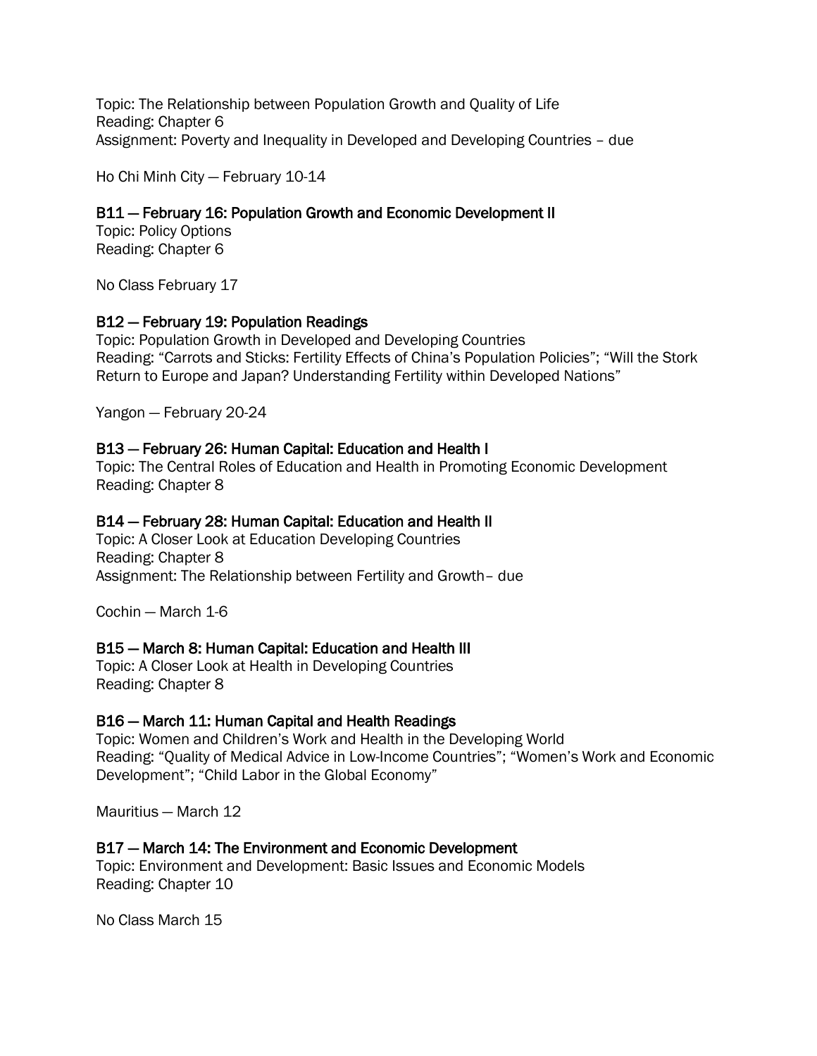Topic: The Relationship between Population Growth and Quality of Life
Reading: Chapter 6
Assignment: Poverty and Inequality in Developed and Developing Countries – due

Ho Chi Minh City — February 10-14

### B11 — February 16: Population Growth and Economic Development II

Topic: Policy Options
Reading: Chapter 6

No Class February 17

### B12 — February 19: Population Readings

Topic: Population Growth in Developed and Developing Countries
Reading: "Carrots and Sticks: Fertility Effects of China's Population Policies"; "Will the Stork Return to Europe and Japan? Understanding Fertility within Developed Nations"

Yangon — February 20-24

### B13 — February 26: Human Capital: Education and Health I

Topic: The Central Roles of Education and Health in Promoting Economic Development
Reading: Chapter 8

### B14 — February 28: Human Capital: Education and Health II

Topic: A Closer Look at Education Developing Countries
Reading: Chapter 8
Assignment: The Relationship between Fertility and Growth– due

Cochin — March 1-6

### B15 — March 8: Human Capital: Education and Health III

Topic: A Closer Look at Health in Developing Countries
Reading: Chapter 8

### B16 — March 11: Human Capital and Health Readings

Topic: Women and Children's Work and Health in the Developing World
Reading: "Quality of Medical Advice in Low-Income Countries"; "Women's Work and Economic Development"; "Child Labor in the Global Economy"

Mauritius — March 12

### B17 — March 14: The Environment and Economic Development

Topic: Environment and Development: Basic Issues and Economic Models
Reading: Chapter 10

No Class March 15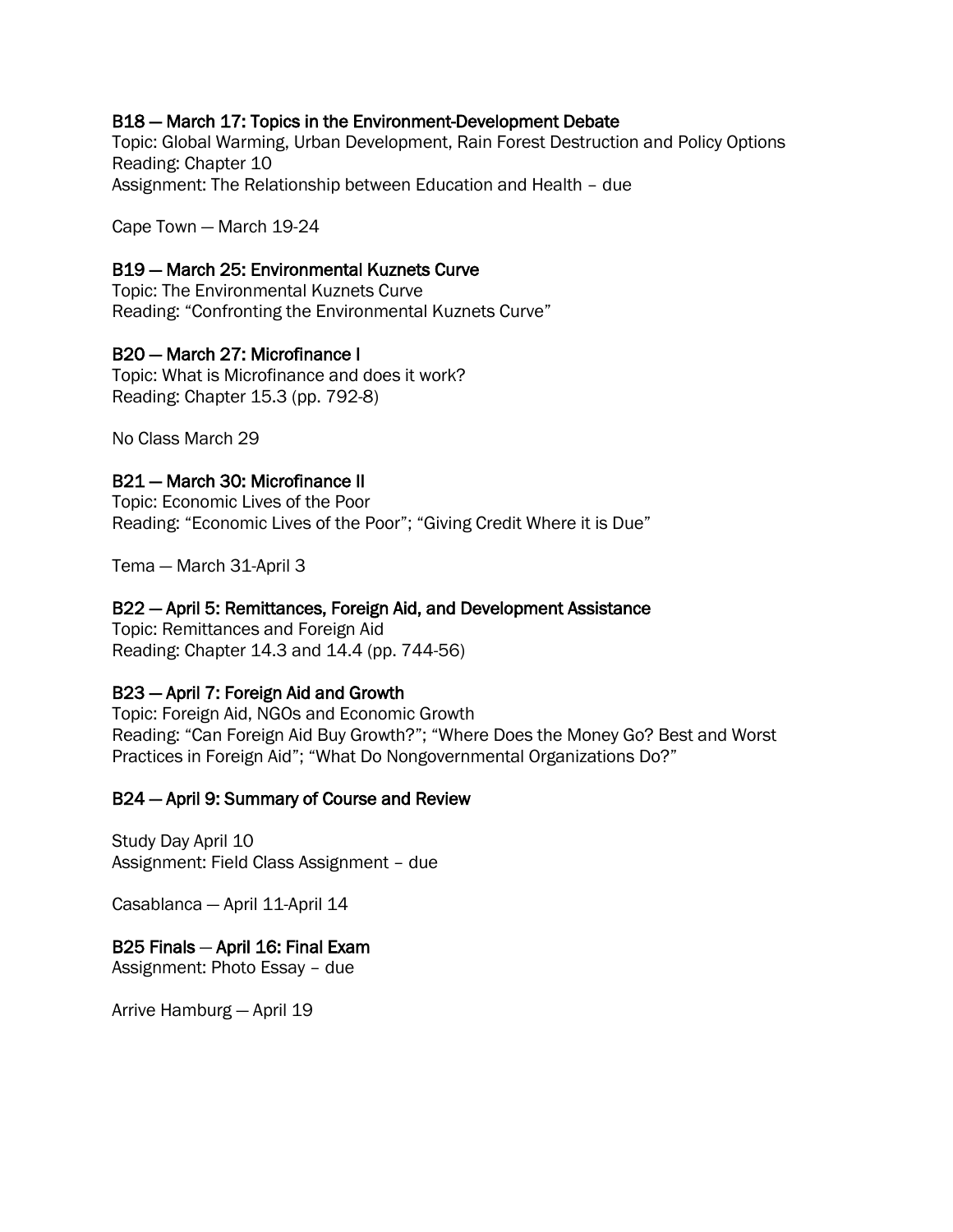### B18 — March 17: Topics in the Environment-Development Debate

Topic: Global Warming, Urban Development, Rain Forest Destruction and Policy Options
Reading: Chapter 10
Assignment: The Relationship between Education and Health – due

Cape Town — March 19-24

### B19 — March 25: Environmental Kuznets Curve

Topic: The Environmental Kuznets Curve
Reading: "Confronting the Environmental Kuznets Curve"

### B20 — March 27: Microfinance I

Topic: What is Microfinance and does it work?
Reading: Chapter 15.3 (pp. 792-8)

No Class March 29

### B21 — March 30: Microfinance II

Topic: Economic Lives of the Poor
Reading: "Economic Lives of the Poor"; "Giving Credit Where it is Due"

Tema — March 31-April 3

### B22 — April 5: Remittances, Foreign Aid, and Development Assistance

Topic: Remittances and Foreign Aid
Reading: Chapter 14.3 and 14.4 (pp. 744-56)

### B23 — April 7: Foreign Aid and Growth

Topic: Foreign Aid, NGOs and Economic Growth
Reading: "Can Foreign Aid Buy Growth?"; "Where Does the Money Go? Best and Worst Practices in Foreign Aid"; "What Do Nongovernmental Organizations Do?"

### B24 — April 9: Summary of Course and Review

Study Day April 10
Assignment: Field Class Assignment – due

Casablanca — April 11-April 14

### B25 Finals — April 16: Final Exam

Assignment: Photo Essay – due

Arrive Hamburg — April 19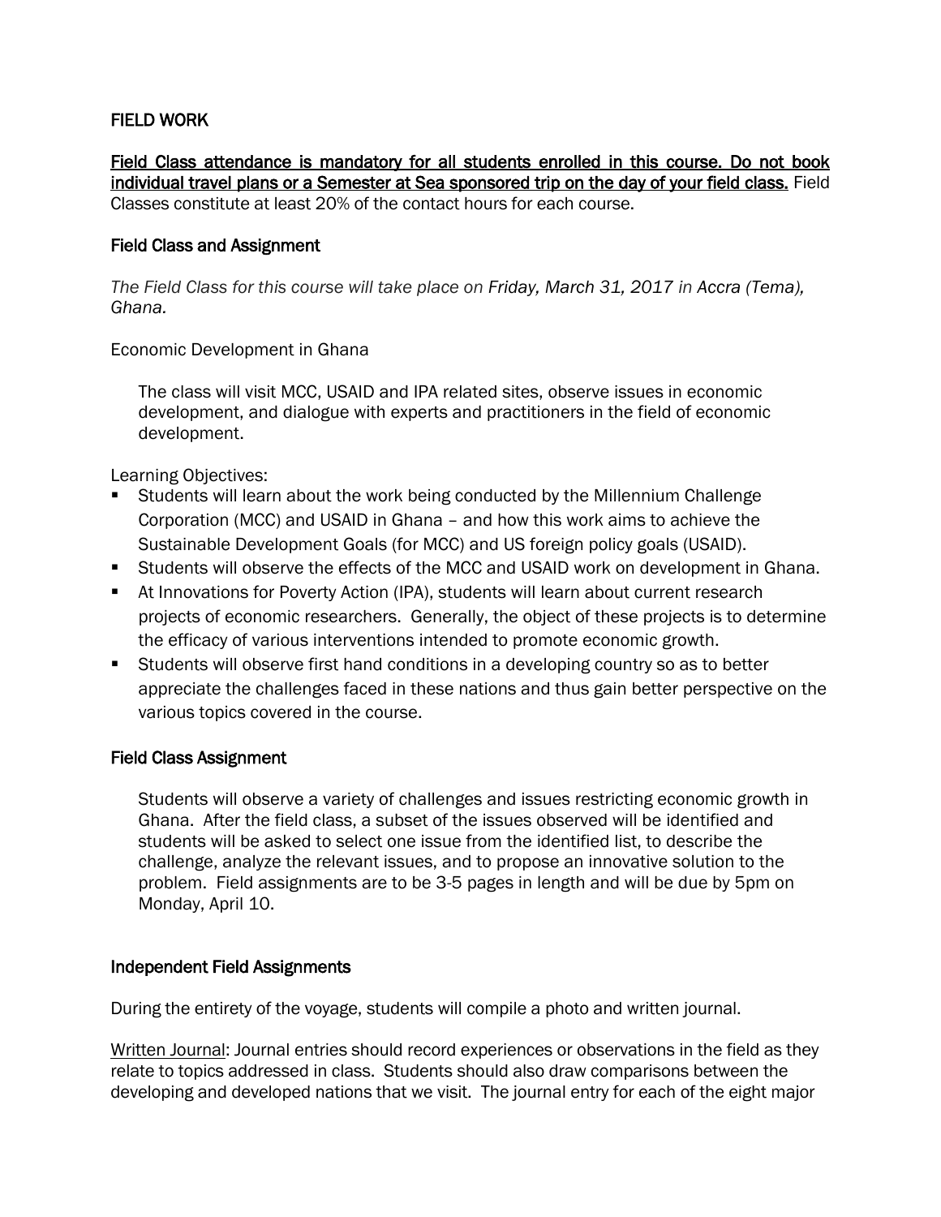## FIELD WORK

**Field Class attendance is mandatory for all students enrolled in this course. Do not book individual travel plans or a Semester at Sea sponsored trip on the day of your field class.** Field Classes constitute at least 20% of the contact hours for each course.

### Field Class and Assignment

*The Field Class for this course will take place on Friday, March 31, 2017 in Accra (Tema), Ghana.*

Economic Development in Ghana

> The class will visit MCC, USAID and IPA related sites, observe issues in economic development, and dialogue with experts and practitioners in the field of economic development.

Learning Objectives:

- Students will learn about the work being conducted by the Millennium Challenge Corporation (MCC) and USAID in Ghana – and how this work aims to achieve the Sustainable Development Goals (for MCC) and US foreign policy goals (USAID).
- Students will observe the effects of the MCC and USAID work on development in Ghana.
- At Innovations for Poverty Action (IPA), students will learn about current research projects of economic researchers. Generally, the object of these projects is to determine the efficacy of various interventions intended to promote economic growth.
- Students will observe first hand conditions in a developing country so as to better appreciate the challenges faced in these nations and thus gain better perspective on the various topics covered in the course.

### Field Class Assignment

> Students will observe a variety of challenges and issues restricting economic growth in Ghana. After the field class, a subset of the issues observed will be identified and students will be asked to select one issue from the identified list, to describe the challenge, analyze the relevant issues, and to propose an innovative solution to the problem. Field assignments are to be 3-5 pages in length and will be due by 5pm on Monday, April 10.

### Independent Field Assignments

During the entirety of the voyage, students will compile a photo and written journal.

Written Journal: Journal entries should record experiences or observations in the field as they relate to topics addressed in class. Students should also draw comparisons between the developing and developed nations that we visit. The journal entry for each of the eight major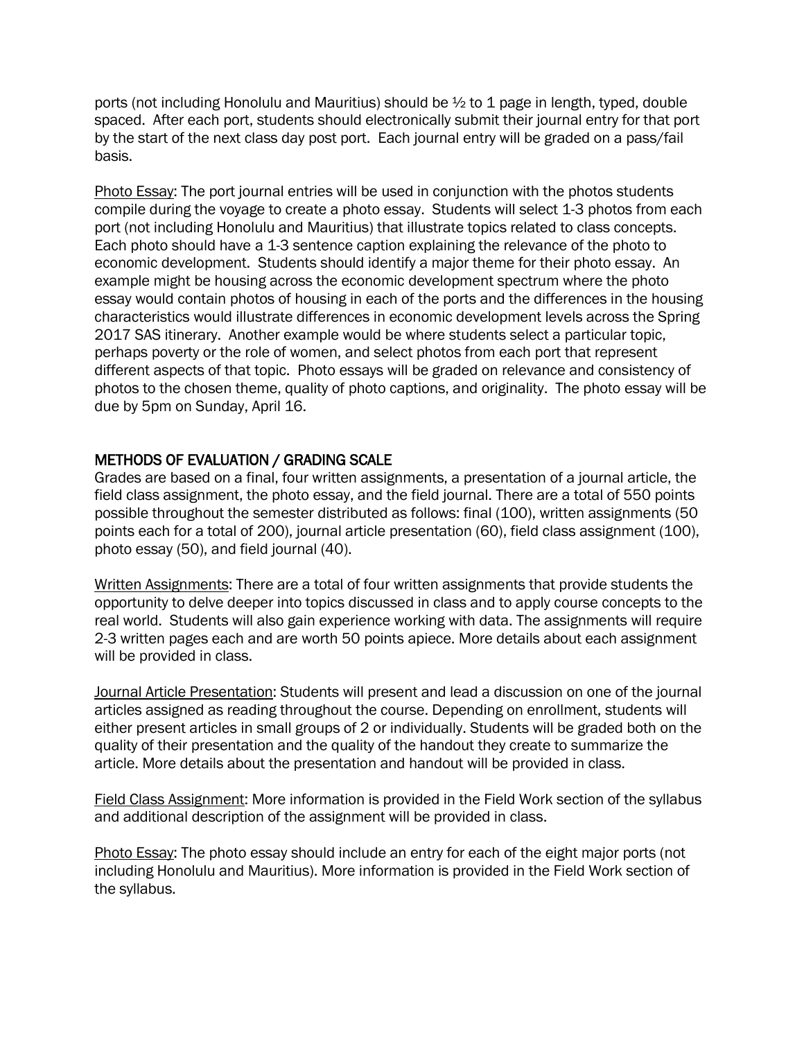ports (not including Honolulu and Mauritius) should be ½ to 1 page in length, typed, double spaced. After each port, students should electronically submit their journal entry for that port by the start of the next class day post port. Each journal entry will be graded on a pass/fail basis.

Photo Essay: The port journal entries will be used in conjunction with the photos students compile during the voyage to create a photo essay. Students will select 1-3 photos from each port (not including Honolulu and Mauritius) that illustrate topics related to class concepts. Each photo should have a 1-3 sentence caption explaining the relevance of the photo to economic development. Students should identify a major theme for their photo essay. An example might be housing across the economic development spectrum where the photo essay would contain photos of housing in each of the ports and the differences in the housing characteristics would illustrate differences in economic development levels across the Spring 2017 SAS itinerary. Another example would be where students select a particular topic, perhaps poverty or the role of women, and select photos from each port that represent different aspects of that topic. Photo essays will be graded on relevance and consistency of photos to the chosen theme, quality of photo captions, and originality. The photo essay will be due by 5pm on Sunday, April 16.

## METHODS OF EVALUATION / GRADING SCALE

Grades are based on a final, four written assignments, a presentation of a journal article, the field class assignment, the photo essay, and the field journal. There are a total of 550 points possible throughout the semester distributed as follows: final (100), written assignments (50 points each for a total of 200), journal article presentation (60), field class assignment (100), photo essay (50), and field journal (40).

Written Assignments: There are a total of four written assignments that provide students the opportunity to delve deeper into topics discussed in class and to apply course concepts to the real world. Students will also gain experience working with data. The assignments will require 2-3 written pages each and are worth 50 points apiece. More details about each assignment will be provided in class.

Journal Article Presentation: Students will present and lead a discussion on one of the journal articles assigned as reading throughout the course. Depending on enrollment, students will either present articles in small groups of 2 or individually. Students will be graded both on the quality of their presentation and the quality of the handout they create to summarize the article. More details about the presentation and handout will be provided in class.

Field Class Assignment: More information is provided in the Field Work section of the syllabus and additional description of the assignment will be provided in class.

Photo Essay: The photo essay should include an entry for each of the eight major ports (not including Honolulu and Mauritius). More information is provided in the Field Work section of the syllabus.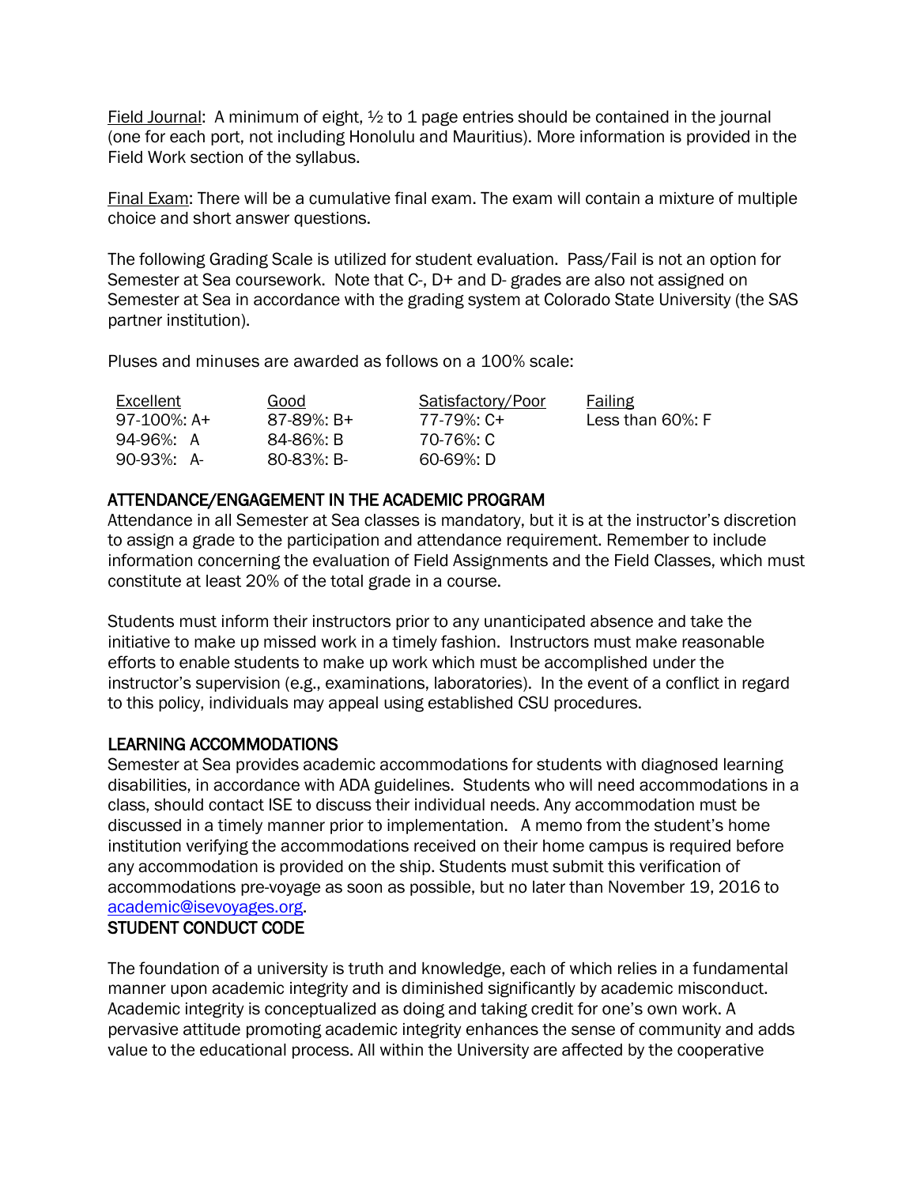Field Journal: A minimum of eight, ½ to 1 page entries should be contained in the journal (one for each port, not including Honolulu and Mauritius). More information is provided in the Field Work section of the syllabus.

Final Exam: There will be a cumulative final exam. The exam will contain a mixture of multiple choice and short answer questions.

The following Grading Scale is utilized for student evaluation. Pass/Fail is not an option for Semester at Sea coursework. Note that C-, D+ and D- grades are also not assigned on Semester at Sea in accordance with the grading system at Colorado State University (the SAS partner institution).

Pluses and minuses are awarded as follows on a 100% scale:

| Excellent | Good | Satisfactory/Poor | Failing |
|---|---|---|---|
| 97-100%: A+ | 87-89%: B+ | 77-79%: C+ | Less than 60%: F |
| 94-96%: A | 84-86%: B | 70-76%: C | |
| 90-93%: A- | 80-83%: B- | 60-69%: D | |

## ATTENDANCE/ENGAGEMENT IN THE ACADEMIC PROGRAM

Attendance in all Semester at Sea classes is mandatory, but it is at the instructor's discretion to assign a grade to the participation and attendance requirement. Remember to include information concerning the evaluation of Field Assignments and the Field Classes, which must constitute at least 20% of the total grade in a course.

Students must inform their instructors prior to any unanticipated absence and take the initiative to make up missed work in a timely fashion. Instructors must make reasonable efforts to enable students to make up work which must be accomplished under the instructor's supervision (e.g., examinations, laboratories). In the event of a conflict in regard to this policy, individuals may appeal using established CSU procedures.

## LEARNING ACCOMMODATIONS

Semester at Sea provides academic accommodations for students with diagnosed learning disabilities, in accordance with ADA guidelines. Students who will need accommodations in a class, should contact ISE to discuss their individual needs. Any accommodation must be discussed in a timely manner prior to implementation. A memo from the student's home institution verifying the accommodations received on their home campus is required before any accommodation is provided on the ship. Students must submit this verification of accommodations pre-voyage as soon as possible, but no later than November 19, 2016 to academic@isevoyages.org.

## STUDENT CONDUCT CODE

The foundation of a university is truth and knowledge, each of which relies in a fundamental manner upon academic integrity and is diminished significantly by academic misconduct. Academic integrity is conceptualized as doing and taking credit for one's own work. A pervasive attitude promoting academic integrity enhances the sense of community and adds value to the educational process. All within the University are affected by the cooperative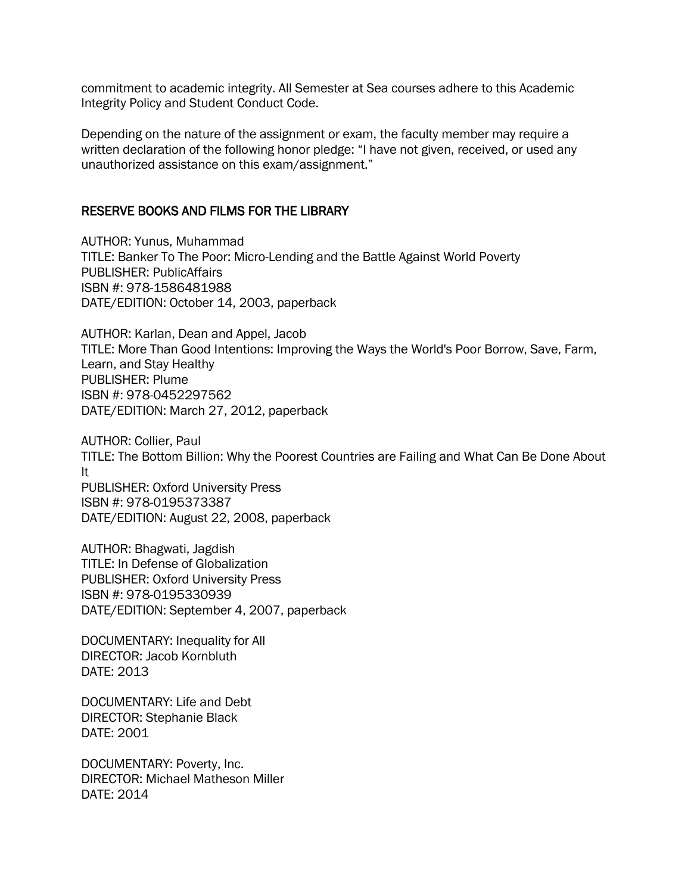commitment to academic integrity. All Semester at Sea courses adhere to this Academic Integrity Policy and Student Conduct Code.

Depending on the nature of the assignment or exam, the faculty member may require a written declaration of the following honor pledge: "I have not given, received, or used any unauthorized assistance on this exam/assignment."

## RESERVE BOOKS AND FILMS FOR THE LIBRARY

AUTHOR: Yunus, Muhammad
TITLE: Banker To The Poor: Micro-Lending and the Battle Against World Poverty
PUBLISHER: PublicAffairs
ISBN #: 978-1586481988
DATE/EDITION: October 14, 2003, paperback

AUTHOR: Karlan, Dean and Appel, Jacob
TITLE: More Than Good Intentions: Improving the Ways the World's Poor Borrow, Save, Farm, Learn, and Stay Healthy
PUBLISHER: Plume
ISBN #: 978-0452297562
DATE/EDITION: March 27, 2012, paperback

AUTHOR: Collier, Paul
TITLE: The Bottom Billion: Why the Poorest Countries are Failing and What Can Be Done About It
PUBLISHER: Oxford University Press
ISBN #: 978-0195373387
DATE/EDITION: August 22, 2008, paperback

AUTHOR: Bhagwati, Jagdish
TITLE: In Defense of Globalization
PUBLISHER: Oxford University Press
ISBN #: 978-0195330939
DATE/EDITION: September 4, 2007, paperback

DOCUMENTARY: Inequality for All
DIRECTOR: Jacob Kornbluth
DATE: 2013

DOCUMENTARY: Life and Debt
DIRECTOR: Stephanie Black
DATE: 2001

DOCUMENTARY: Poverty, Inc.
DIRECTOR: Michael Matheson Miller
DATE: 2014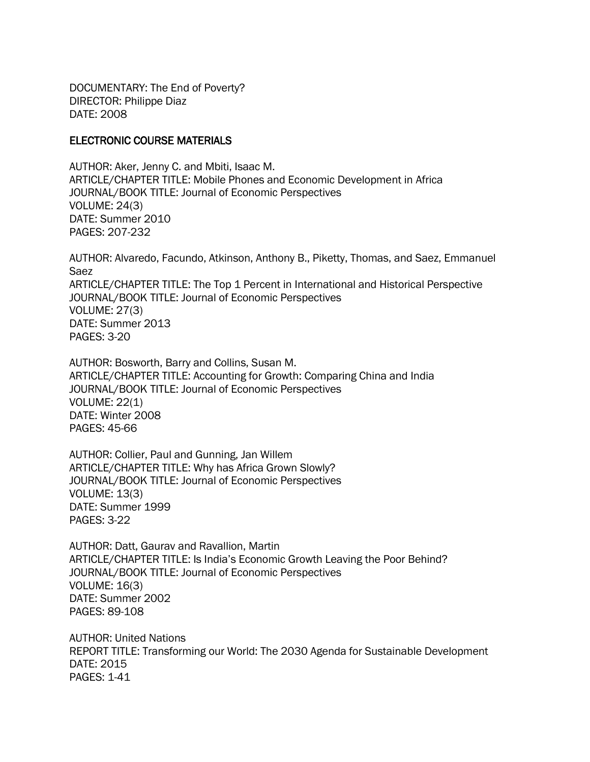DOCUMENTARY: The End of Poverty?
DIRECTOR: Philippe Diaz
DATE: 2008

## ELECTRONIC COURSE MATERIALS

AUTHOR: Aker, Jenny C. and Mbiti, Isaac M.
ARTICLE/CHAPTER TITLE: Mobile Phones and Economic Development in Africa
JOURNAL/BOOK TITLE: Journal of Economic Perspectives
VOLUME: 24(3)
DATE: Summer 2010
PAGES: 207-232

AUTHOR: Alvaredo, Facundo, Atkinson, Anthony B., Piketty, Thomas, and Saez, Emmanuel Saez
ARTICLE/CHAPTER TITLE: The Top 1 Percent in International and Historical Perspective
JOURNAL/BOOK TITLE: Journal of Economic Perspectives
VOLUME: 27(3)
DATE: Summer 2013
PAGES: 3-20

AUTHOR: Bosworth, Barry and Collins, Susan M.
ARTICLE/CHAPTER TITLE: Accounting for Growth: Comparing China and India
JOURNAL/BOOK TITLE: Journal of Economic Perspectives
VOLUME: 22(1)
DATE: Winter 2008
PAGES: 45-66

AUTHOR: Collier, Paul and Gunning, Jan Willem
ARTICLE/CHAPTER TITLE: Why has Africa Grown Slowly?
JOURNAL/BOOK TITLE: Journal of Economic Perspectives
VOLUME: 13(3)
DATE: Summer 1999
PAGES: 3-22

AUTHOR: Datt, Gaurav and Ravallion, Martin
ARTICLE/CHAPTER TITLE: Is India's Economic Growth Leaving the Poor Behind?
JOURNAL/BOOK TITLE: Journal of Economic Perspectives
VOLUME: 16(3)
DATE: Summer 2002
PAGES: 89-108

AUTHOR: United Nations
REPORT TITLE: Transforming our World: The 2030 Agenda for Sustainable Development
DATE: 2015
PAGES: 1-41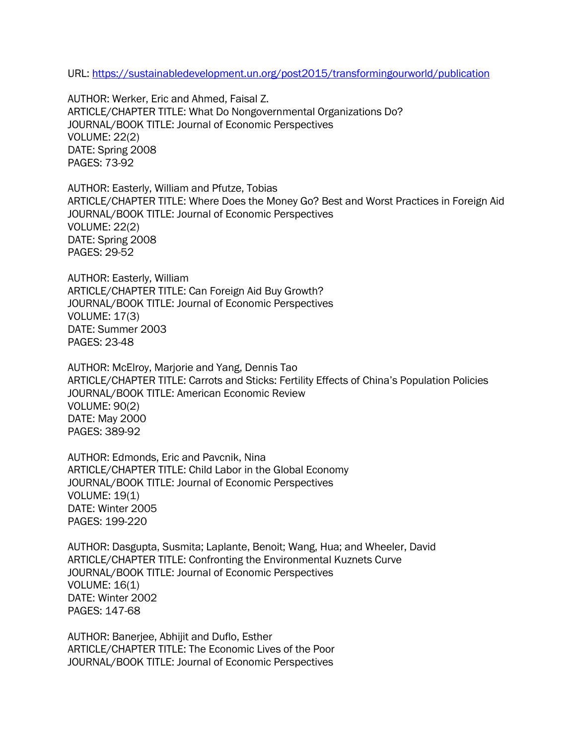URL: https://sustainabledevelopment.un.org/post2015/transformingourworld/publication

AUTHOR: Werker, Eric and Ahmed, Faisal Z.
ARTICLE/CHAPTER TITLE: What Do Nongovernmental Organizations Do?
JOURNAL/BOOK TITLE: Journal of Economic Perspectives
VOLUME: 22(2)
DATE: Spring 2008
PAGES: 73-92

AUTHOR: Easterly, William and Pfutze, Tobias
ARTICLE/CHAPTER TITLE: Where Does the Money Go? Best and Worst Practices in Foreign Aid
JOURNAL/BOOK TITLE: Journal of Economic Perspectives
VOLUME: 22(2)
DATE: Spring 2008
PAGES: 29-52

AUTHOR: Easterly, William
ARTICLE/CHAPTER TITLE: Can Foreign Aid Buy Growth?
JOURNAL/BOOK TITLE: Journal of Economic Perspectives
VOLUME: 17(3)
DATE: Summer 2003
PAGES: 23-48

AUTHOR: McElroy, Marjorie and Yang, Dennis Tao
ARTICLE/CHAPTER TITLE: Carrots and Sticks: Fertility Effects of China's Population Policies
JOURNAL/BOOK TITLE: American Economic Review
VOLUME: 90(2)
DATE: May 2000
PAGES: 389-92

AUTHOR: Edmonds, Eric and Pavcnik, Nina
ARTICLE/CHAPTER TITLE: Child Labor in the Global Economy
JOURNAL/BOOK TITLE: Journal of Economic Perspectives
VOLUME: 19(1)
DATE: Winter 2005
PAGES: 199-220

AUTHOR: Dasgupta, Susmita; Laplante, Benoit; Wang, Hua; and Wheeler, David
ARTICLE/CHAPTER TITLE: Confronting the Environmental Kuznets Curve
JOURNAL/BOOK TITLE: Journal of Economic Perspectives
VOLUME: 16(1)
DATE: Winter 2002
PAGES: 147-68

AUTHOR: Banerjee, Abhijit and Duflo, Esther
ARTICLE/CHAPTER TITLE: The Economic Lives of the Poor
JOURNAL/BOOK TITLE: Journal of Economic Perspectives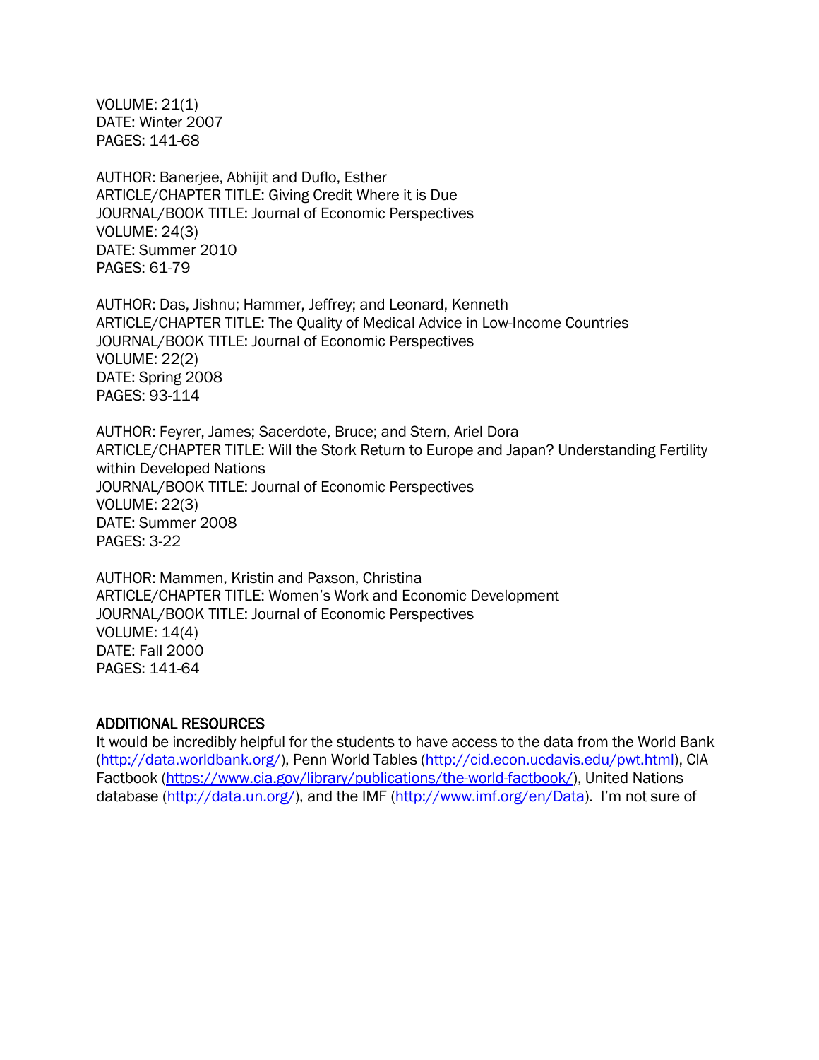VOLUME: 21(1)
DATE: Winter 2007
PAGES: 141-68

AUTHOR: Banerjee, Abhijit and Duflo, Esther
ARTICLE/CHAPTER TITLE: Giving Credit Where it is Due
JOURNAL/BOOK TITLE: Journal of Economic Perspectives
VOLUME: 24(3)
DATE: Summer 2010
PAGES: 61-79

AUTHOR: Das, Jishnu; Hammer, Jeffrey; and Leonard, Kenneth
ARTICLE/CHAPTER TITLE: The Quality of Medical Advice in Low-Income Countries
JOURNAL/BOOK TITLE: Journal of Economic Perspectives
VOLUME: 22(2)
DATE: Spring 2008
PAGES: 93-114

AUTHOR: Feyrer, James; Sacerdote, Bruce; and Stern, Ariel Dora
ARTICLE/CHAPTER TITLE: Will the Stork Return to Europe and Japan? Understanding Fertility within Developed Nations
JOURNAL/BOOK TITLE: Journal of Economic Perspectives
VOLUME: 22(3)
DATE: Summer 2008
PAGES: 3-22

AUTHOR: Mammen, Kristin and Paxson, Christina
ARTICLE/CHAPTER TITLE: Women's Work and Economic Development
JOURNAL/BOOK TITLE: Journal of Economic Perspectives
VOLUME: 14(4)
DATE: Fall 2000
PAGES: 141-64

## ADDITIONAL RESOURCES

It would be incredibly helpful for the students to have access to the data from the World Bank (http://data.worldbank.org/), Penn World Tables (http://cid.econ.ucdavis.edu/pwt.html), CIA Factbook (https://www.cia.gov/library/publications/the-world-factbook/), United Nations database (http://data.un.org/), and the IMF (http://www.imf.org/en/Data). I'm not sure of